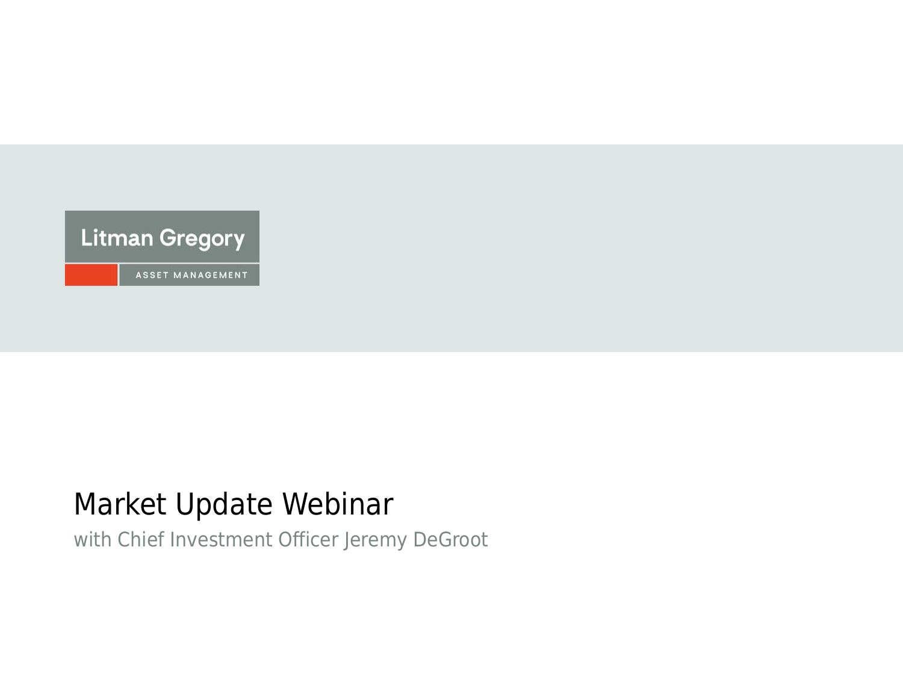Litman Gregory

ASSET MANAGEMENT

# Market Update Webinar

with Chief Investment Officer Jeremy DeGroot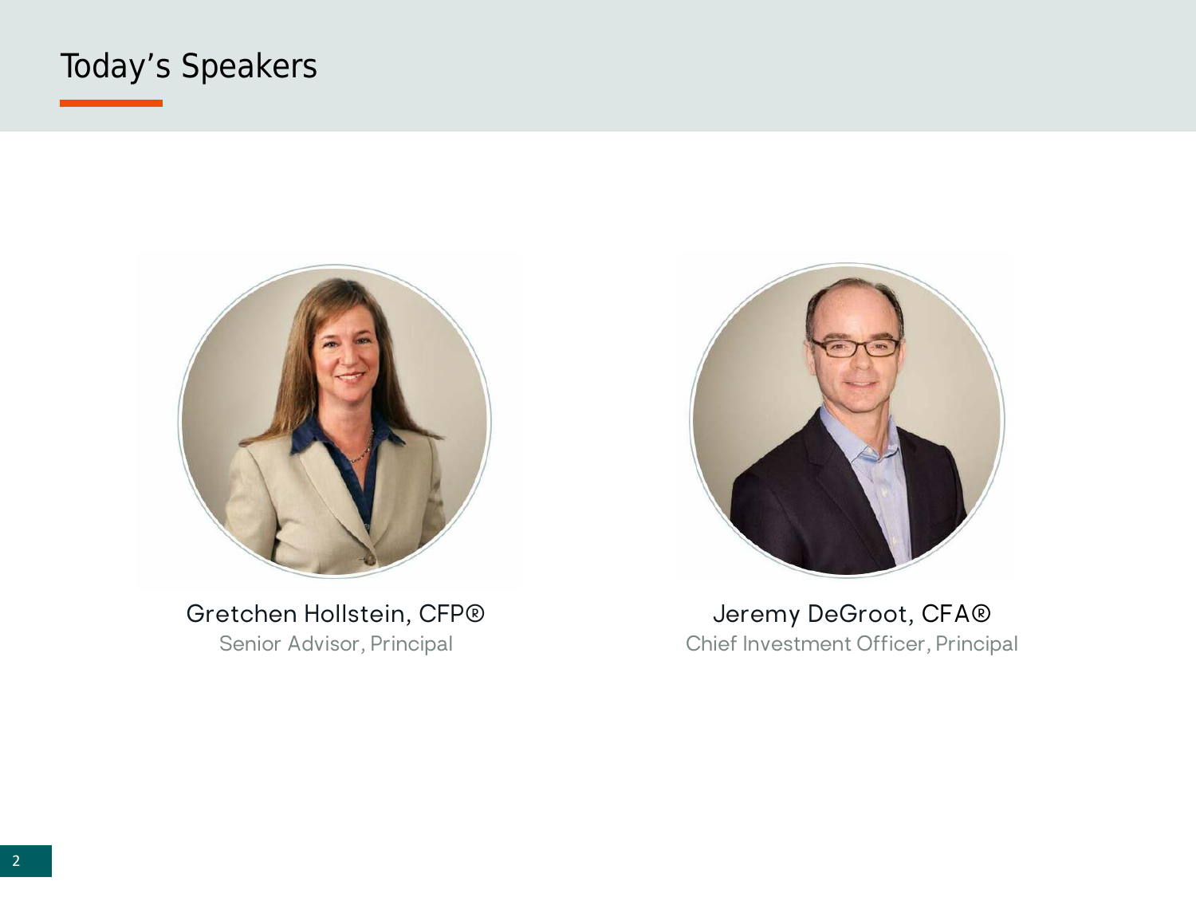# Today's Speakers

Gretchen Hollstein, CFP®
Senior Advisor, Principal

Jeremy DeGroot, CFA®
Chief Investment Officer, Principal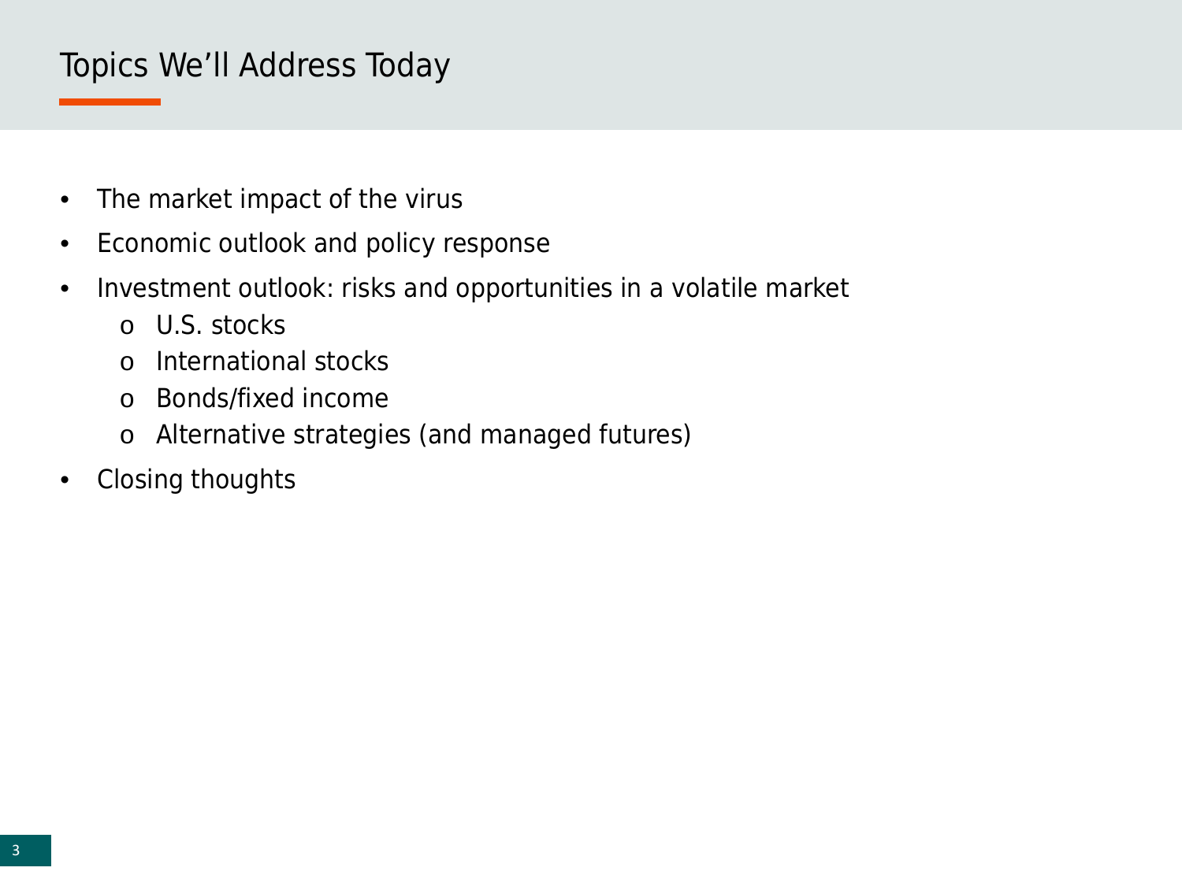## Topics We'll Address Today

- The market impact of the virus
- Economic outlook and policy response
- Investment outlook: risks and opportunities in a volatile market
  - U.S. stocks
  - International stocks
  - Bonds/fixed income
  - Alternative strategies (and managed futures)
- Closing thoughts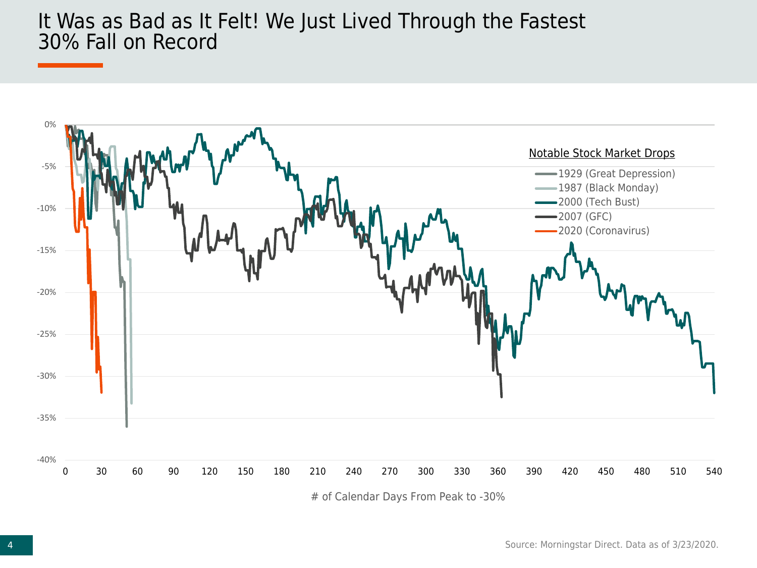# It Was as Bad as It Felt! We Just Lived Through the Fastest 30% Fall on Record

Notable Stock Market Drops

- 1929 (Great Depression)
- 1987 (Black Monday)
- 2000 (Tech Bust)
- 2007 (GFC)
- 2020 (Coronavirus)

0% | -5% | -10% | -15% | -20% | -25% | -30% | -35% | -40%

0 | 30 | 60 | 90 | 120 | 150 | 180 | 210 | 240 | 270 | 300 | 330 | 360 | 390 | 420 | 450 | 480 | 510 | 540

\# of Calendar Days From Peak to -30%

Source: Morningstar Direct. Data as of 3/23/2020.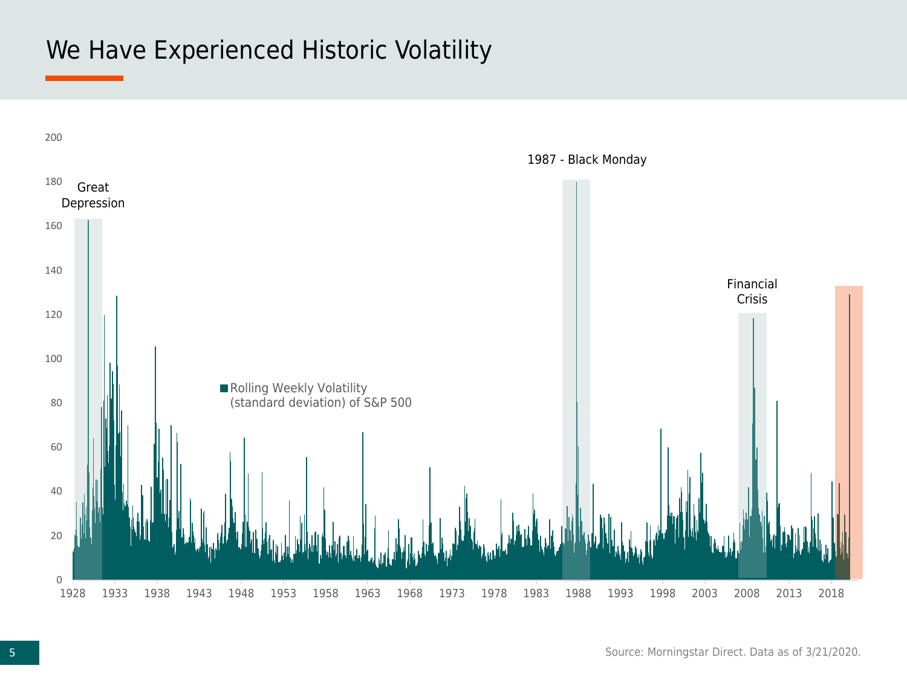# We Have Experienced Historic Volatility

Great Depression

1987 - Black Monday

Financial Crisis

Rolling Weekly Volatility (standard deviation) of S&P 500

200, 180, 160, 140, 120, 100, 80, 60, 40, 20, 0

1928, 1933, 1938, 1943, 1948, 1953, 1958, 1963, 1968, 1973, 1978, 1983, 1988, 1993, 1998, 2003, 2008, 2013, 2018

Source: Morningstar Direct. Data as of 3/21/2020.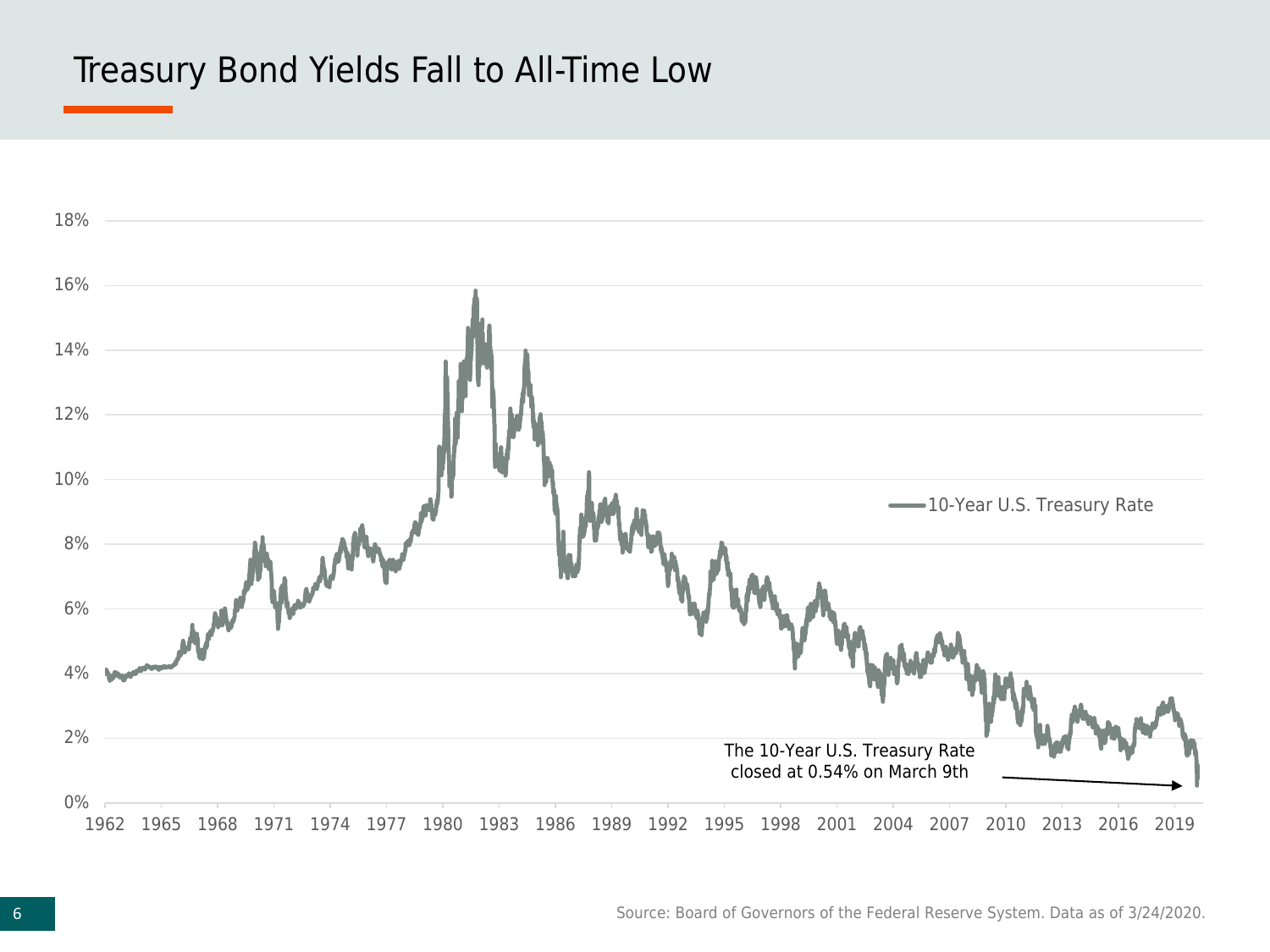# Treasury Bond Yields Fall to All-Time Low

18%
16%
14%
12%
10%
8%
6%
4%
2%
0%

1962 1965 1968 1971 1974 1977 1980 1983 1986 1989 1992 1995 1998 2001 2004 2007 2010 2013 2016 2019

10-Year U.S. Treasury Rate

The 10-Year U.S. Treasury Rate closed at 0.54% on March 9th

Source: Board of Governors of the Federal Reserve System. Data as of 3/24/2020.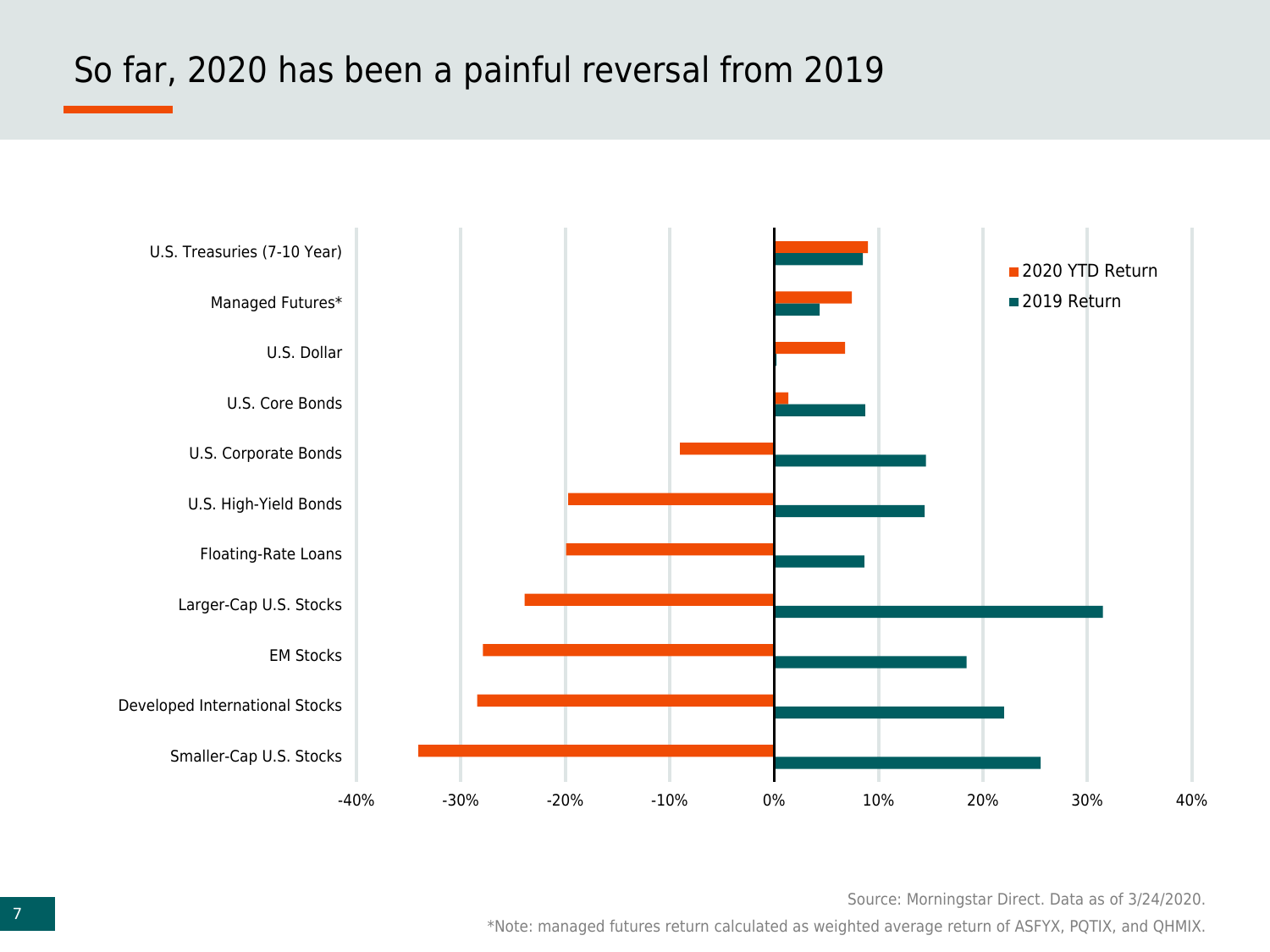# So far, 2020 has been a painful reversal from 2019

| Asset Class | 2020 YTD Return | 2019 Return |
| --- | --- | --- |
| U.S. Treasuries (7-10 Year) | | |
| Managed Futures* | | |
| U.S. Dollar | | |
| U.S. Core Bonds | | |
| U.S. Corporate Bonds | | |
| U.S. High-Yield Bonds | | |
| Floating-Rate Loans | | |
| Larger-Cap U.S. Stocks | | |
| EM Stocks | | |
| Developed International Stocks | | |
| Smaller-Cap U.S. Stocks | | |

-40% -30% -20% -10% 0% 10% 20% 30% 40%

Source: Morningstar Direct. Data as of 3/24/2020.

*Note: managed futures return calculated as weighted average return of ASFYX, PQTIX, and QHMIX.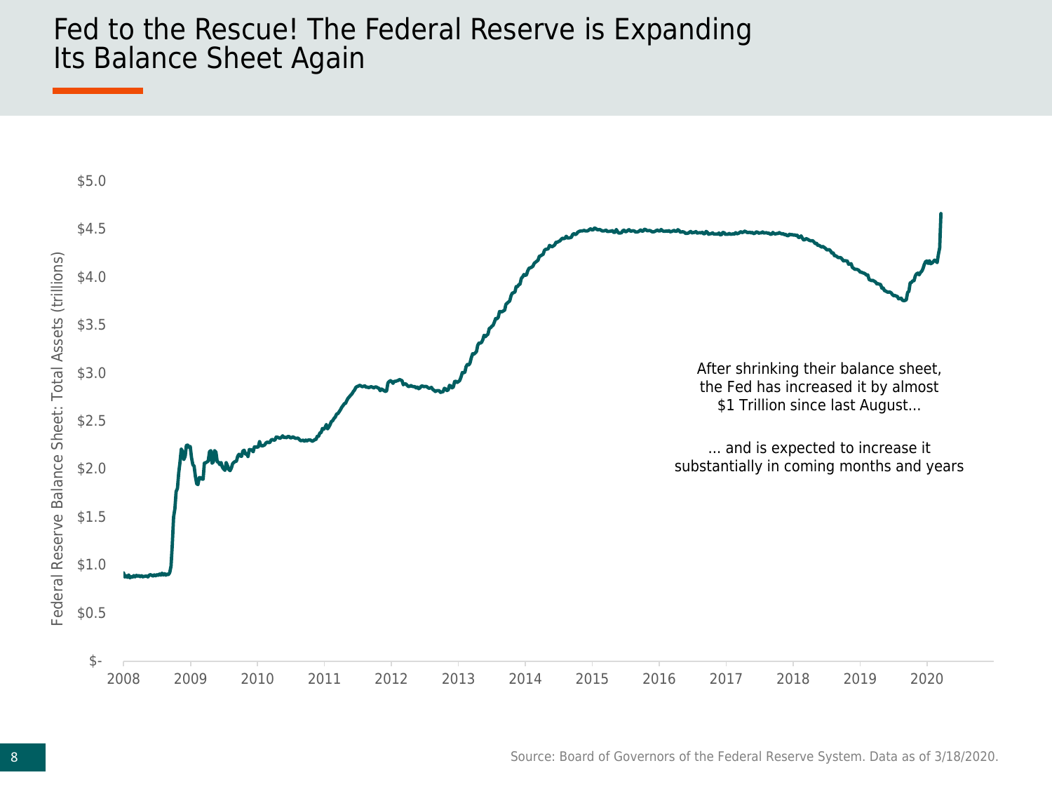# Fed to the Rescue! The Federal Reserve is Expanding Its Balance Sheet Again

After shrinking their balance sheet, the Fed has increased it by almost $1 Trillion since last August…

… and is expected to increase it substantially in coming months and years

Source: Board of Governors of the Federal Reserve System. Data as of 3/18/2020.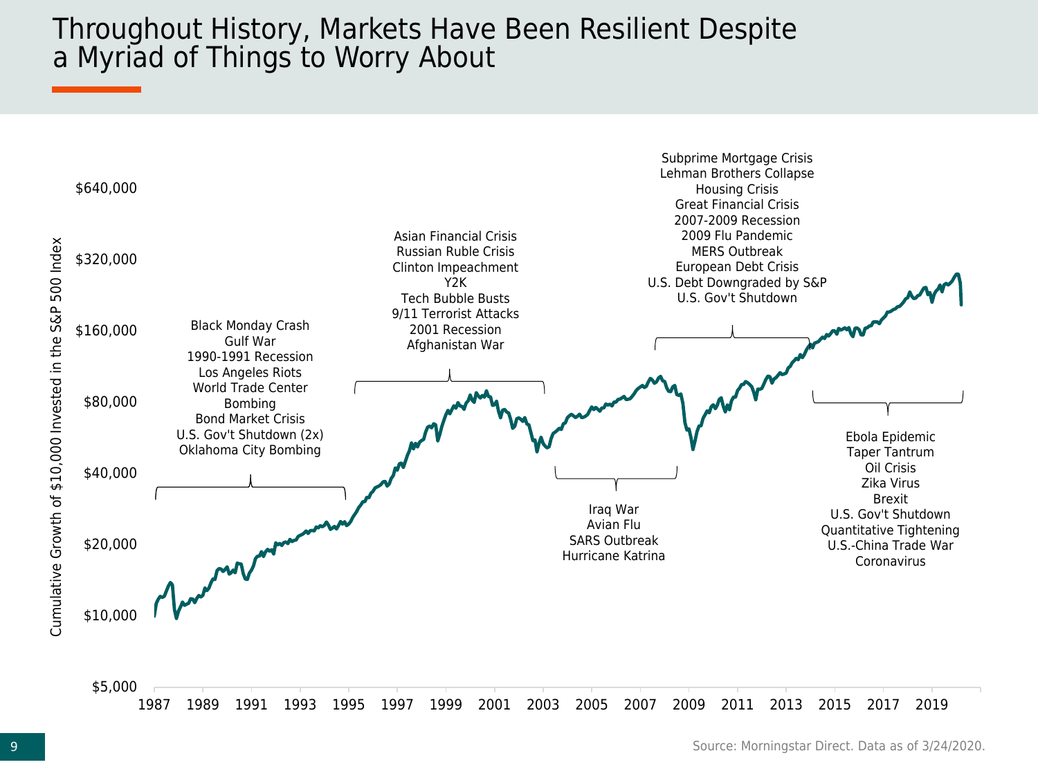# Throughout History, Markets Have Been Resilient Despite a Myriad of Things to Worry About

Cumulative Growth of $10,000 Invested in the S&P 500 Index

$640,000
$320,000
$160,000
$80,000
$40,000
$20,000
$10,000
$5,000

1987 1989 1991 1993 1995 1997 1999 2001 2003 2005 2007 2009 2011 2013 2015 2017 2019

Black Monday Crash
Gulf War
1990-1991 Recession
Los Angeles Riots
World Trade Center Bombing
Bond Market Crisis
U.S. Gov't Shutdown (2x)
Oklahoma City Bombing

Asian Financial Crisis
Russian Ruble Crisis
Clinton Impeachment
Y2K
Tech Bubble Busts
9/11 Terrorist Attacks
2001 Recession
Afghanistan War

Iraq War
Avian Flu
SARS Outbreak
Hurricane Katrina

Subprime Mortgage Crisis
Lehman Brothers Collapse
Housing Crisis
Great Financial Crisis
2007-2009 Recession
2009 Flu Pandemic
MERS Outbreak
European Debt Crisis
U.S. Debt Downgraded by S&P
U.S. Gov't Shutdown

Ebola Epidemic
Taper Tantrum
Oil Crisis
Zika Virus
Brexit
U.S. Gov't Shutdown
Quantitative Tightening
U.S.-China Trade War
Coronavirus

Source: Morningstar Direct. Data as of 3/24/2020.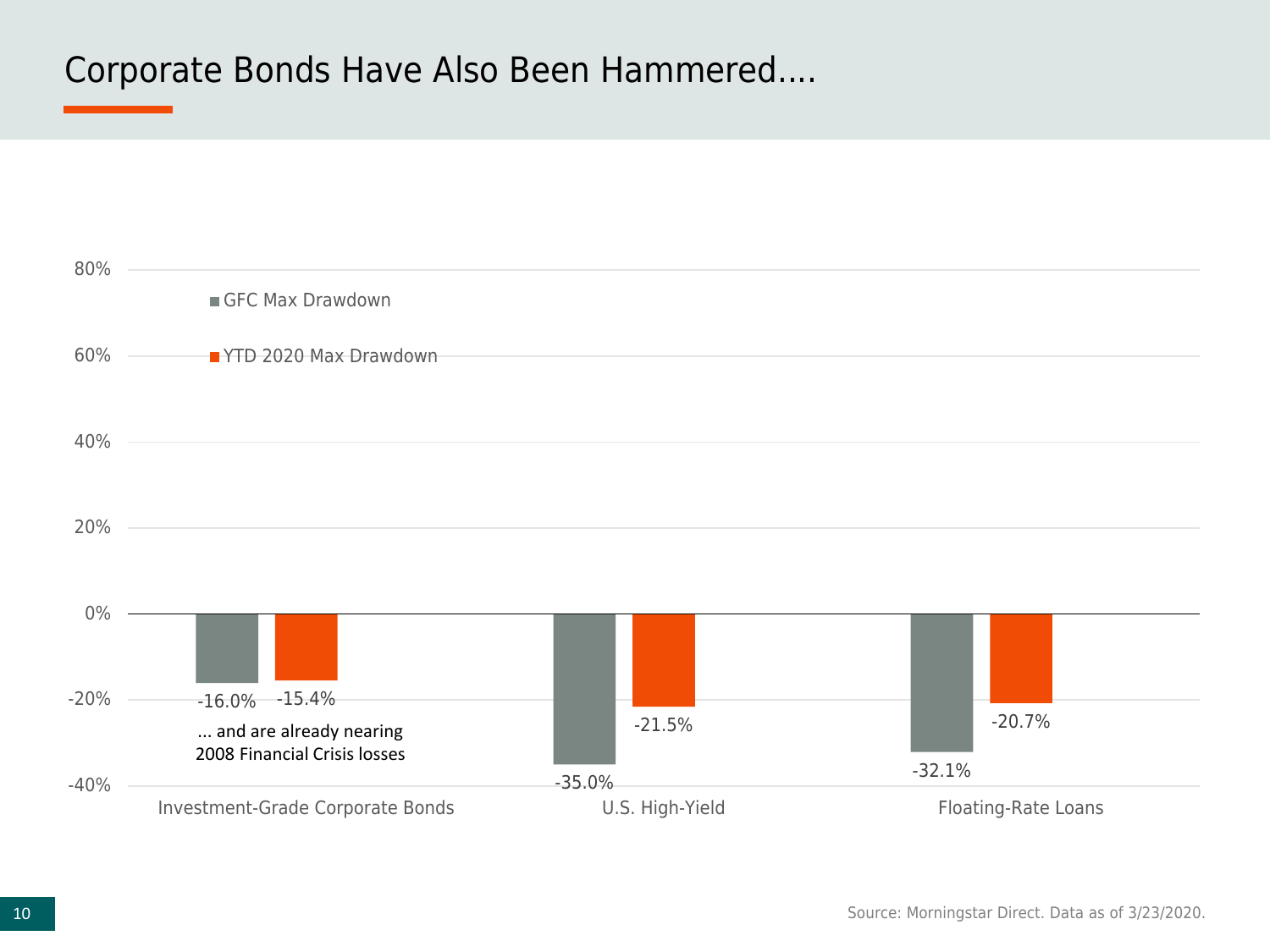# Corporate Bonds Have Also Been Hammered....

| | GFC Max Drawdown | YTD 2020 Max Drawdown |
|---|---|---|
| Investment-Grade Corporate Bonds | -16.0% | -15.4% |
| U.S. High-Yield | -35.0% | -21.5% |
| Floating-Rate Loans | -32.1% | -20.7% |

... and are already nearing 2008 Financial Crisis losses

Source: Morningstar Direct. Data as of 3/23/2020.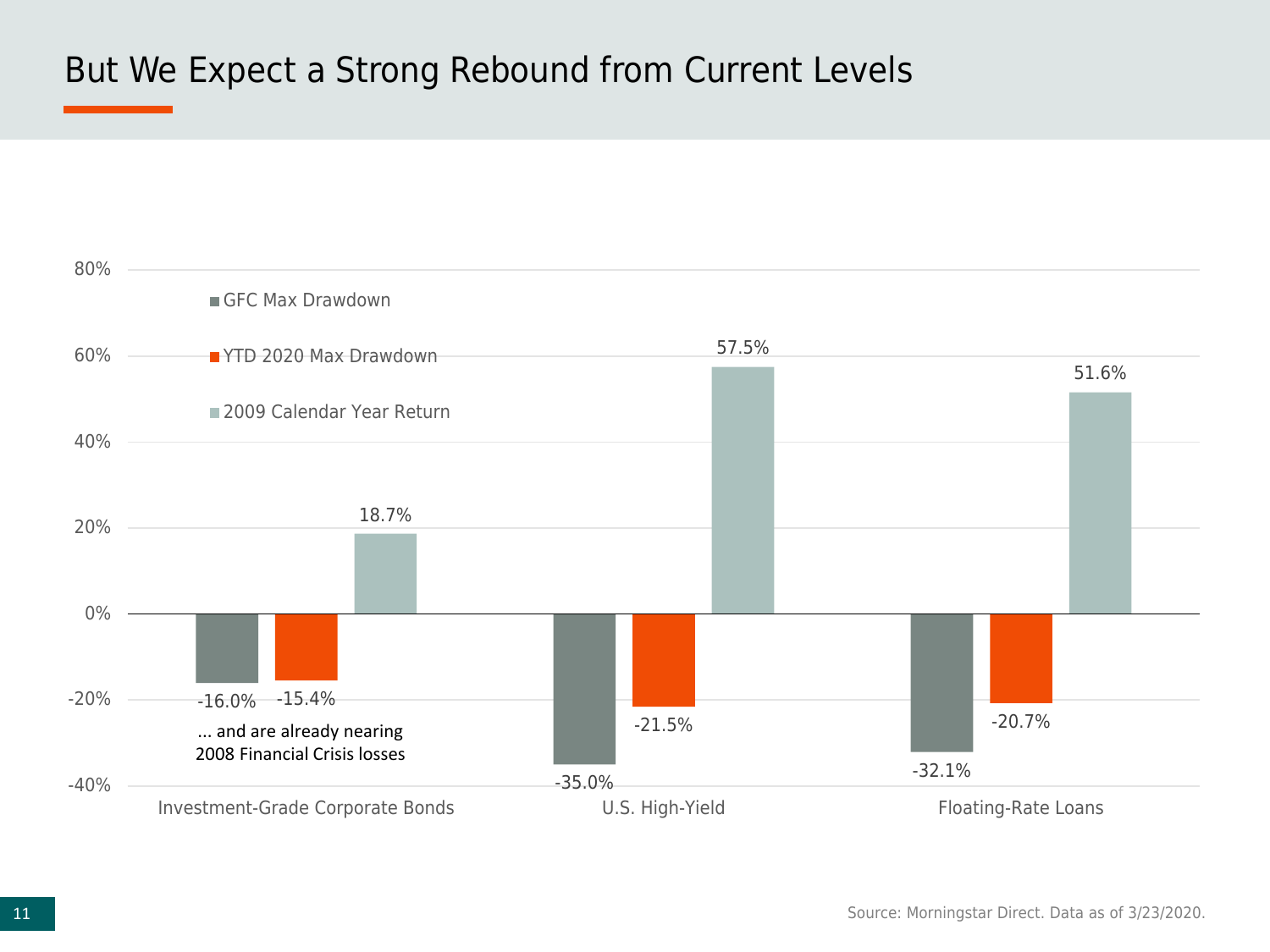# But We Expect a Strong Rebound from Current Levels

| | GFC Max Drawdown | YTD 2020 Max Drawdown | 2009 Calendar Year Return |
|---|---|---|---|
| Investment-Grade Corporate Bonds | -16.0% | -15.4% | 18.7% |
| U.S. High-Yield | -35.0% | -21.5% | 57.5% |
| Floating-Rate Loans | -32.1% | -20.7% | 51.6% |

... and are already nearing 2008 Financial Crisis losses

Source: Morningstar Direct. Data as of 3/23/2020.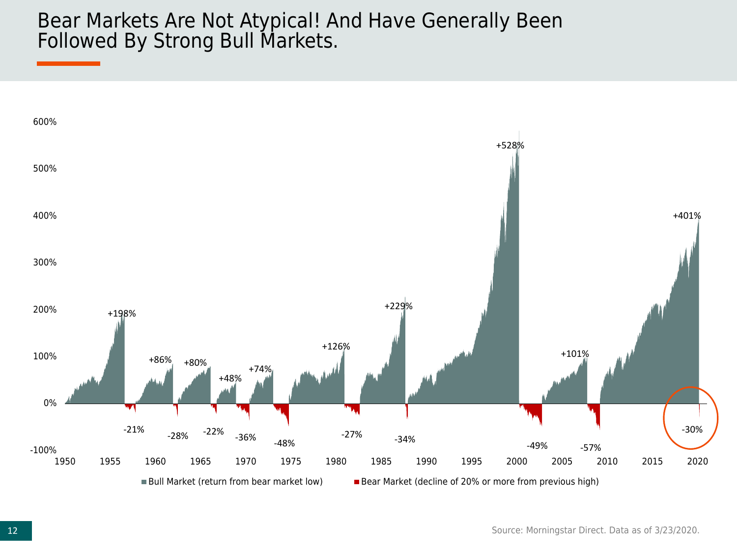# Bear Markets Are Not Atypical! And Have Generally Been Followed By Strong Bull Markets.

600%
500%
400%
300%
200%
100%
0%
-100%

1950 1955 1960 1965 1970 1975 1980 1985 1990 1995 2000 2005 2010 2015 2020

+198% -21% +86% -28% +80% -22% +48% -36% +74% -48% +126% -27% +229% -34% +528% -49% +101% -57% +401% -30%

■ Bull Market (return from bear market low) ■ Bear Market (decline of 20% or more from previous high)

Source: Morningstar Direct. Data as of 3/23/2020.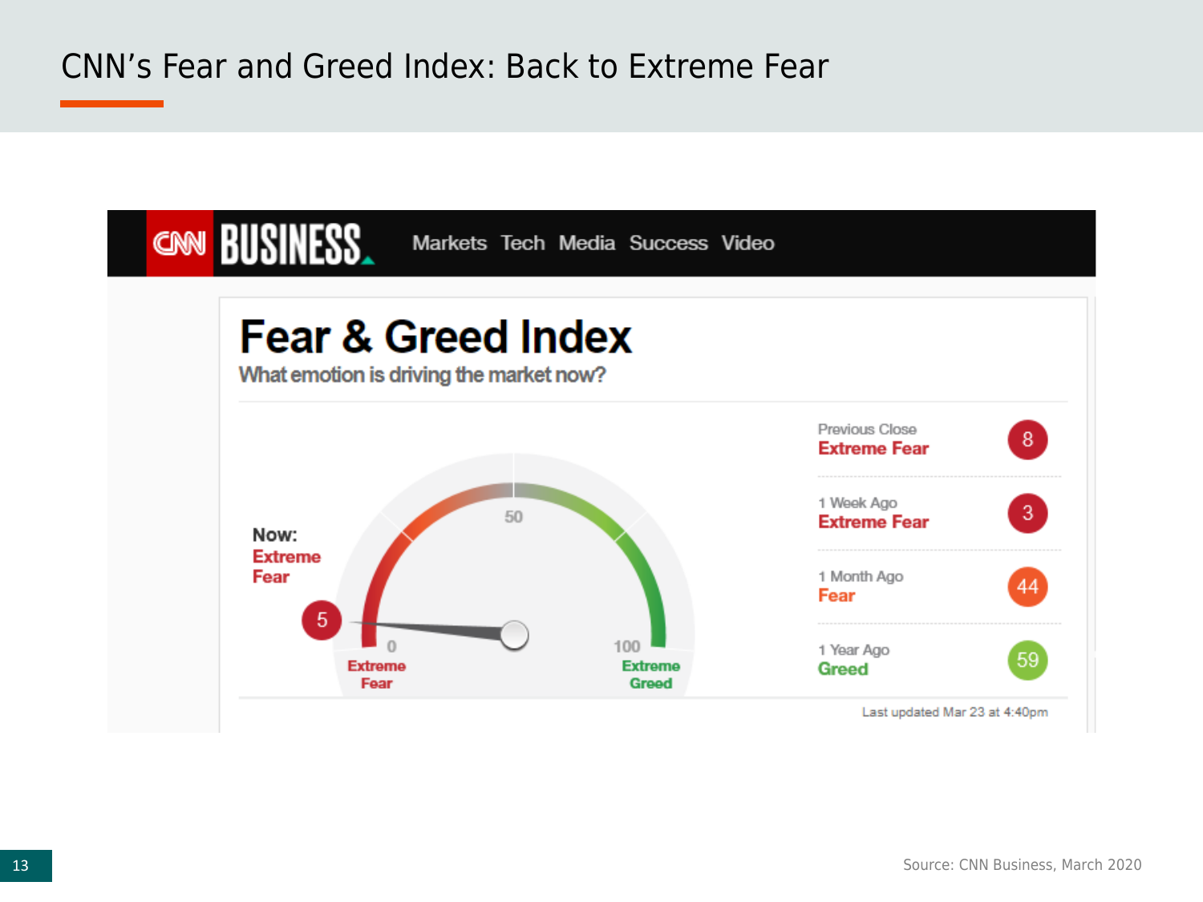# CNN's Fear and Greed Index: Back to Extreme Fear

CNN BUSINESS Markets Tech Media Success Video

## Fear & Greed Index

What emotion is driving the market now?

Now: Extreme Fear

5

0 Extreme Fear — 50 — 100 Extreme Greed

| | | |
|---|---|---|
| Previous Close | Extreme Fear | 8 |
| 1 Week Ago | Extreme Fear | 3 |
| 1 Month Ago | Fear | 44 |
| 1 Year Ago | Greed | 59 |

Last updated Mar 23 at 4:40pm

Source: CNN Business, March 2020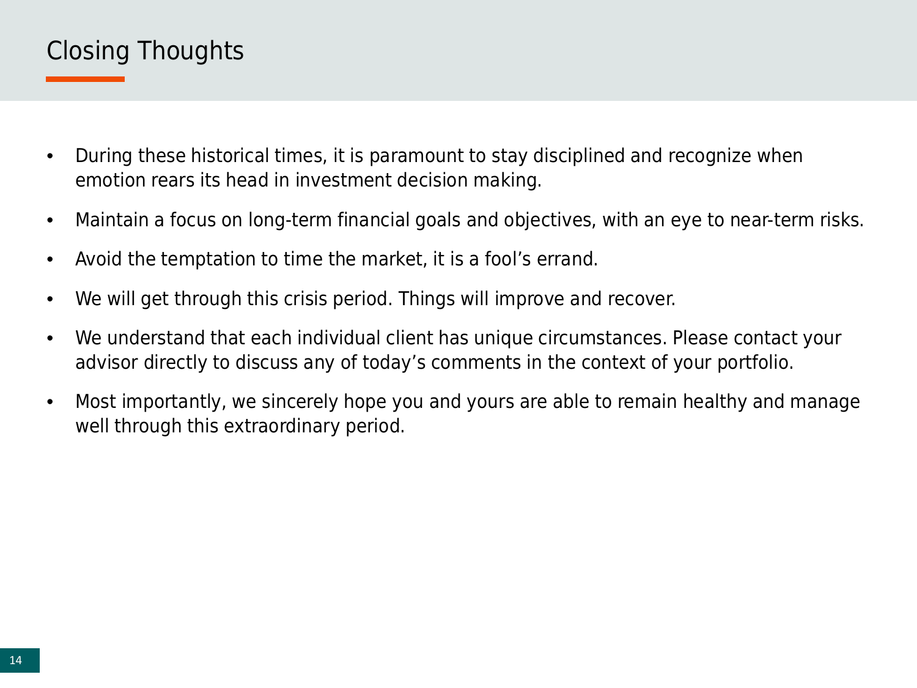# Closing Thoughts

- During these historical times, it is paramount to stay disciplined and recognize when emotion rears its head in investment decision making.
- Maintain a focus on long-term financial goals and objectives, with an eye to near-term risks.
- Avoid the temptation to time the market, it is a fool's errand.
- We will get through this crisis period. Things will improve and recover.
- We understand that each individual client has unique circumstances. Please contact your advisor directly to discuss any of today's comments in the context of your portfolio.
- Most importantly, we sincerely hope you and yours are able to remain healthy and manage well through this extraordinary period.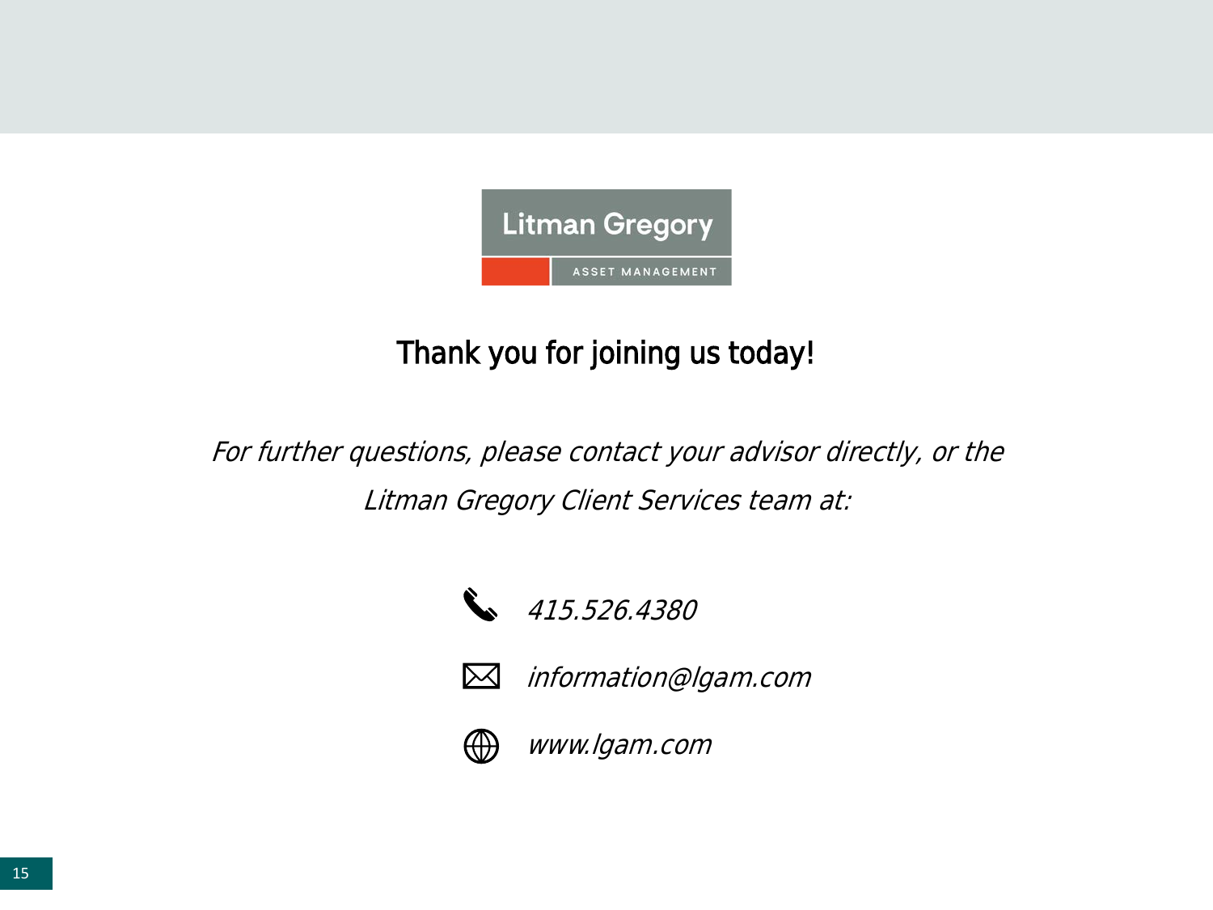Litman Gregory

ASSET MANAGEMENT

## Thank you for joining us today!

*For further questions, please contact your advisor directly, or the Litman Gregory Client Services team at:*

*415.526.4380*

*information@lgam.com*

*www.lgam.com*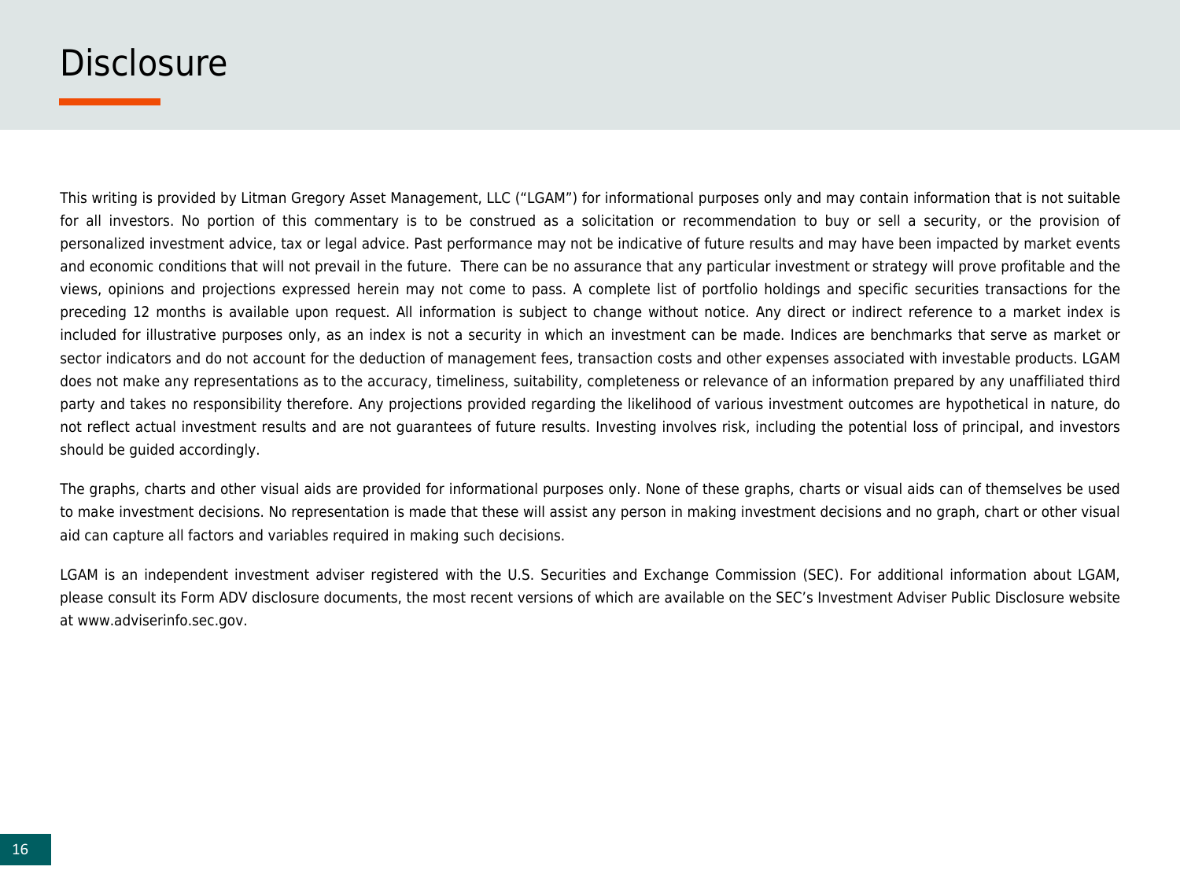# Disclosure

This writing is provided by Litman Gregory Asset Management, LLC ("LGAM") for informational purposes only and may contain information that is not suitable for all investors. No portion of this commentary is to be construed as a solicitation or recommendation to buy or sell a security, or the provision of personalized investment advice, tax or legal advice. Past performance may not be indicative of future results and may have been impacted by market events and economic conditions that will not prevail in the future. There can be no assurance that any particular investment or strategy will prove profitable and the views, opinions and projections expressed herein may not come to pass. A complete list of portfolio holdings and specific securities transactions for the preceding 12 months is available upon request. All information is subject to change without notice. Any direct or indirect reference to a market index is included for illustrative purposes only, as an index is not a security in which an investment can be made. Indices are benchmarks that serve as market or sector indicators and do not account for the deduction of management fees, transaction costs and other expenses associated with investable products. LGAM does not make any representations as to the accuracy, timeliness, suitability, completeness or relevance of an information prepared by any unaffiliated third party and takes no responsibility therefore. Any projections provided regarding the likelihood of various investment outcomes are hypothetical in nature, do not reflect actual investment results and are not guarantees of future results. Investing involves risk, including the potential loss of principal, and investors should be guided accordingly.

The graphs, charts and other visual aids are provided for informational purposes only. None of these graphs, charts or visual aids can of themselves be used to make investment decisions. No representation is made that these will assist any person in making investment decisions and no graph, chart or other visual aid can capture all factors and variables required in making such decisions.

LGAM is an independent investment adviser registered with the U.S. Securities and Exchange Commission (SEC). For additional information about LGAM, please consult its Form ADV disclosure documents, the most recent versions of which are available on the SEC's Investment Adviser Public Disclosure website at www.adviserinfo.sec.gov.